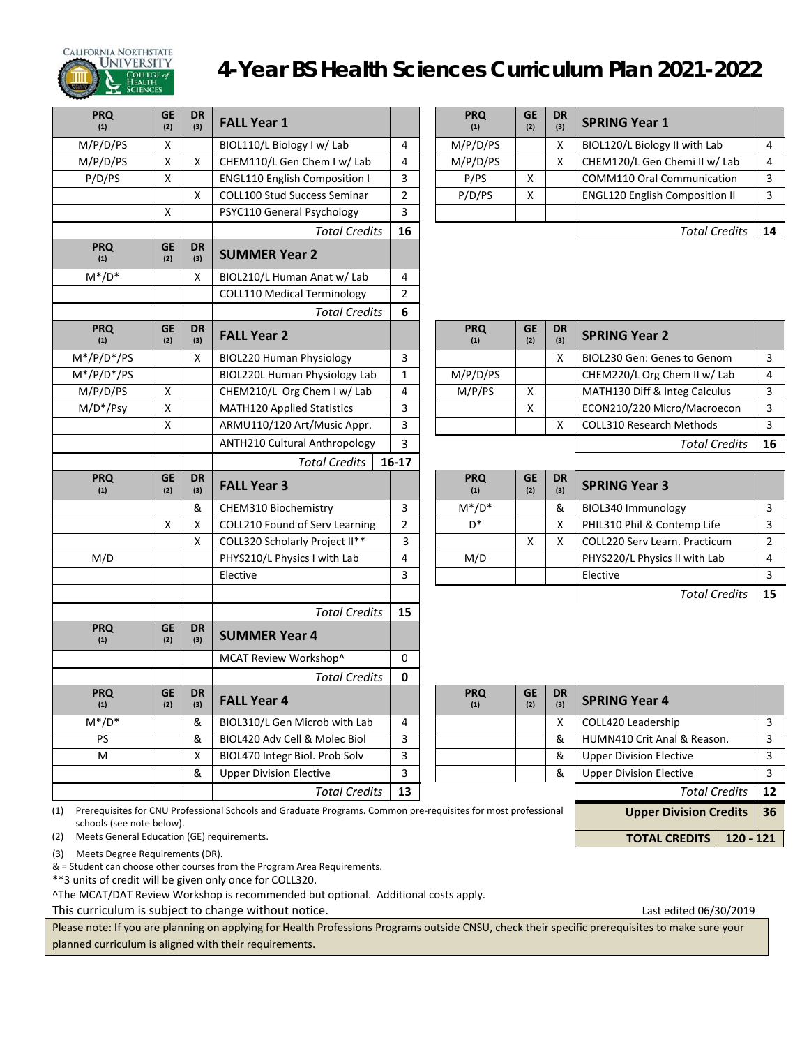# 4-Year BS Health Sciences Curriculum Plan 2021-2022

CALIFORNIA NORTHSTATE UNIVERSITY COLLEGE of HEALTH SCIENCES

| PRQ (1) | GE (2) | DR (3) | FALL Year 1 | |
|---|---|---|---|---|
| M/P/D/PS | X | | BIOL110/L Biology I w/ Lab | 4 |
| M/P/D/PS | X | X | CHEM110/L Gen Chem I w/ Lab | 4 |
| P/D/PS | X | | ENGL110 English Composition I | 3 |
| | | X | COLL100 Stud Success Seminar | 2 |
| | X | | PSYC110 General Psychology | 3 |
| | | | *Total Credits* | **16** |

| PRQ (1) | GE (2) | DR (3) | SPRING Year 1 | |
|---|---|---|---|---|
| M/P/D/PS | | X | BIOL120/L Biology II with Lab | 4 |
| M/P/D/PS | | X | CHEM120/L Gen Chemi II w/ Lab | 4 |
| P/PS | X | | COMM110 Oral Communication | 3 |
| P/D/PS | X | | ENGL120 English Composition II | 3 |
| | | | *Total Credits* | **14** |

| PRQ (1) | GE (2) | DR (3) | SUMMER Year 2 | |
|---|---|---|---|---|
| M*/D* | | X | BIOL210/L Human Anat w/ Lab | 4 |
| | | | COLL110 Medical Terminology | 2 |
| | | | *Total Credits* | **6** |

| PRQ (1) | GE (2) | DR (3) | FALL Year 2 | |
|---|---|---|---|---|
| M*/P/D*/PS | | X | BIOL220 Human Physiology | 3 |
| M*/P/D*/PS | | | BIOL220L Human Physiology Lab | 1 |
| M/P/D/PS | X | | CHEM210/L Org Chem I w/ Lab | 4 |
| M/D*/Psy | X | | MATH120 Applied Statistics | 3 |
| | X | | ARMU110/120 Art/Music Appr. | 3 |
| | | | ANTH210 Cultural Anthropology | 3 |
| | | | *Total Credits* | **16-17** |

| PRQ (1) | GE (2) | DR (3) | SPRING Year 2 | |
|---|---|---|---|---|
| | | X | BIOL230 Gen: Genes to Genom | 3 |
| M/P/D/PS | | | CHEM220/L Org Chem II w/ Lab | 4 |
| M/P/PS | X | | MATH130 Diff & Integ Calculus | 3 |
| | X | | ECON210/220 Micro/Macroecon | 3 |
| | | X | COLL310 Research Methods | 3 |
| | | | *Total Credits* | **16** |

| PRQ (1) | GE (2) | DR (3) | FALL Year 3 | |
|---|---|---|---|---|
| | | & | CHEM310 Biochemistry | 3 |
| | X | X | COLL210 Found of Serv Learning | 2 |
| | | X | COLL320 Scholarly Project II** | 3 |
| M/D | | | PHYS210/L Physics I with Lab | 4 |
| | | | Elective | 3 |
| | | | *Total Credits* | **15** |

| PRQ (1) | GE (2) | DR (3) | SPRING Year 3 | |
|---|---|---|---|---|
| M*/D* | | & | BIOL340 Immunology | 3 |
| D* | | X | PHIL310 Phil & Contemp Life | 3 |
| | X | X | COLL220 Serv Learn. Practicum | 2 |
| M/D | | | PHYS220/L Physics II with Lab | 4 |
| | | | Elective | 3 |
| | | | *Total Credits* | **15** |

| PRQ (1) | GE (2) | DR (3) | SUMMER Year 4 | |
|---|---|---|---|---|
| | | | MCAT Review Workshop^ | 0 |
| | | | *Total Credits* | **0** |

| PRQ (1) | GE (2) | DR (3) | FALL Year 4 | |
|---|---|---|---|---|
| M*/D* | | & | BIOL310/L Gen Microb with Lab | 4 |
| PS | | & | BIOL420 Adv Cell & Molec Biol | 3 |
| M | | X | BIOL470 Integr Biol. Prob Solv | 3 |
| | | & | Upper Division Elective | 3 |
| | | | *Total Credits* | **13** |

| PRQ (1) | GE (2) | DR (3) | SPRING Year 4 | |
|---|---|---|---|---|
| | | X | COLL420 Leadership | 3 |
| | | & | HUMN410 Crit Anal & Reason. | 3 |
| | | & | Upper Division Elective | 3 |
| | | & | Upper Division Elective | 3 |
| | | | *Total Credits* | **12** |

| | |
|---|---|
| **Upper Division Credits** | **36** |
| **TOTAL CREDITS** | **120 - 121** |

(1) Prerequisites for CNU Professional Schools and Graduate Programs. Common pre-requisites for most professional schools (see note below).

(2) Meets General Education (GE) requirements.

(3) Meets Degree Requirements (DR).

& = Student can choose other courses from the Program Area Requirements.

**3 units of credit will be given only once for COLL320.

^The MCAT/DAT Review Workshop is recommended but optional. Additional costs apply.

This curriculum is subject to change without notice.

Last edited 06/30/2019

Please note: If you are planning on applying for Health Professions Programs outside CNSU, check their specific prerequisites to make sure your planned curriculum is aligned with their requirements.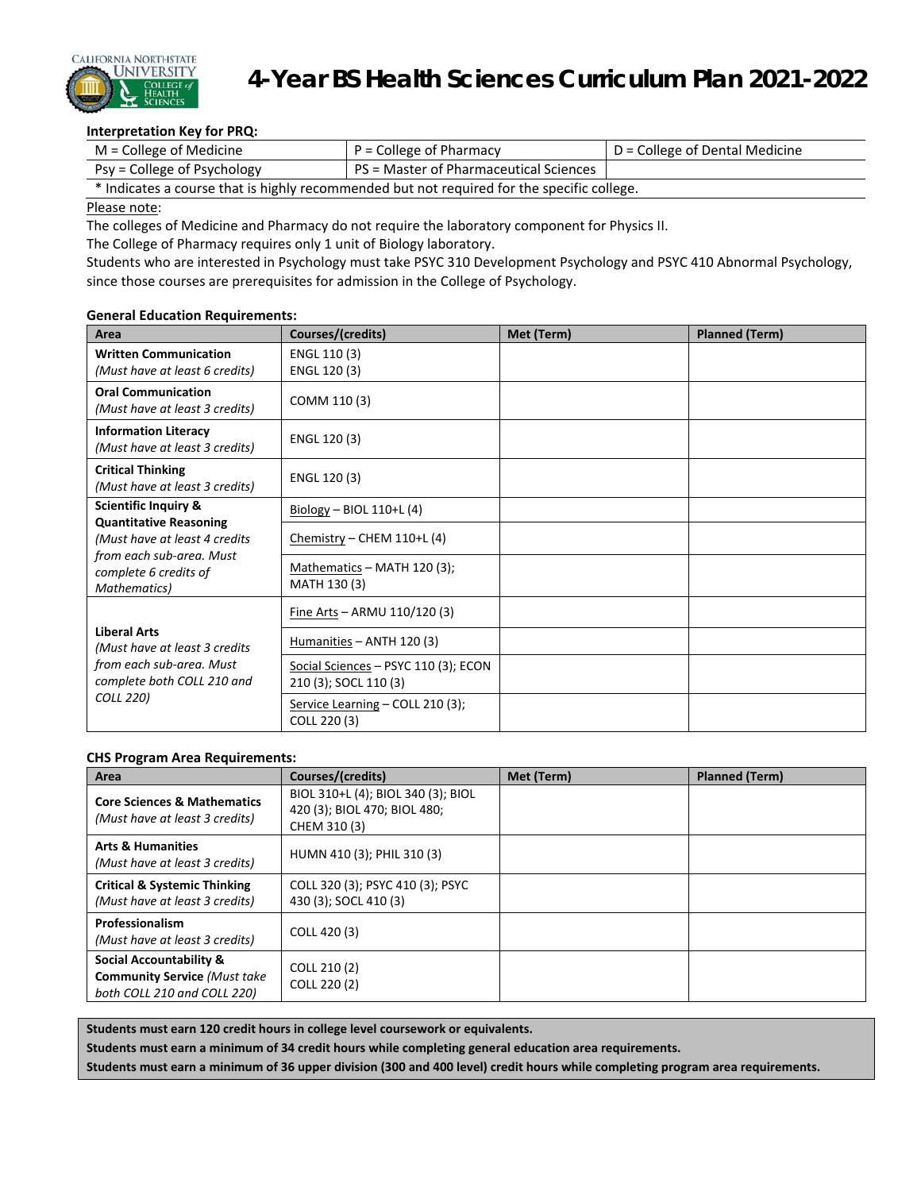# 4-Year BS Health Sciences Curriculum Plan 2021-2022

**Interpretation Key for PRQ:**

| | | |
|---|---|---|
| M = College of Medicine | P = College of Pharmacy | D = College of Dental Medicine |
| Psy = College of Psychology | PS = Master of Pharmaceutical Sciences | |

\* Indicates a course that is highly recommended but not required for the specific college.

Please note:

The colleges of Medicine and Pharmacy do not require the laboratory component for Physics II.

The College of Pharmacy requires only 1 unit of Biology laboratory.

Students who are interested in Psychology must take PSYC 310 Development Psychology and PSYC 410 Abnormal Psychology, since those courses are prerequisites for admission in the College of Psychology.

**General Education Requirements:**

| Area | Courses/(credits) | Met (Term) | Planned (Term) |
|---|---|---|---|
| **Written Communication** *(Must have at least 6 credits)* | ENGL 110 (3)<br>ENGL 120 (3) | | |
| **Oral Communication** *(Must have at least 3 credits)* | COMM 110 (3) | | |
| **Information Literacy** *(Must have at least 3 credits)* | ENGL 120 (3) | | |
| **Critical Thinking** *(Must have at least 3 credits)* | ENGL 120 (3) | | |
| **Scientific Inquiry & Quantitative Reasoning** *(Must have at least 4 credits from each sub-area. Must complete 6 credits of Mathematics)* | Biology – BIOL 110+L (4) | | |
| | Chemistry – CHEM 110+L (4) | | |
| | Mathematics – MATH 120 (3); MATH 130 (3) | | |
| **Liberal Arts** *(Must have at least 3 credits from each sub-area. Must complete both COLL 210 and COLL 220)* | Fine Arts – ARMU 110/120 (3) | | |
| | Humanities – ANTH 120 (3) | | |
| | Social Sciences – PSYC 110 (3); ECON 210 (3); SOCL 110 (3) | | |
| | Service Learning – COLL 210 (3); COLL 220 (3) | | |

**CHS Program Area Requirements:**

| Area | Courses/(credits) | Met (Term) | Planned (Term) |
|---|---|---|---|
| **Core Sciences & Mathematics** *(Must have at least 3 credits)* | BIOL 310+L (4); BIOL 340 (3); BIOL 420 (3); BIOL 470; BIOL 480; CHEM 310 (3) | | |
| **Arts & Humanities** *(Must have at least 3 credits)* | HUMN 410 (3); PHIL 310 (3) | | |
| **Critical & Systemic Thinking** *(Must have at least 3 credits)* | COLL 320 (3); PSYC 410 (3); PSYC 430 (3); SOCL 410 (3) | | |
| **Professionalism** *(Must have at least 3 credits)* | COLL 420 (3) | | |
| **Social Accountability & Community Service** *(Must take both COLL 210 and COLL 220)* | COLL 210 (2)<br>COLL 220 (2) | | |

**Students must earn 120 credit hours in college level coursework or equivalents.**
**Students must earn a minimum of 34 credit hours while completing general education area requirements.**
**Students must earn a minimum of 36 upper division (300 and 400 level) credit hours while completing program area requirements.**